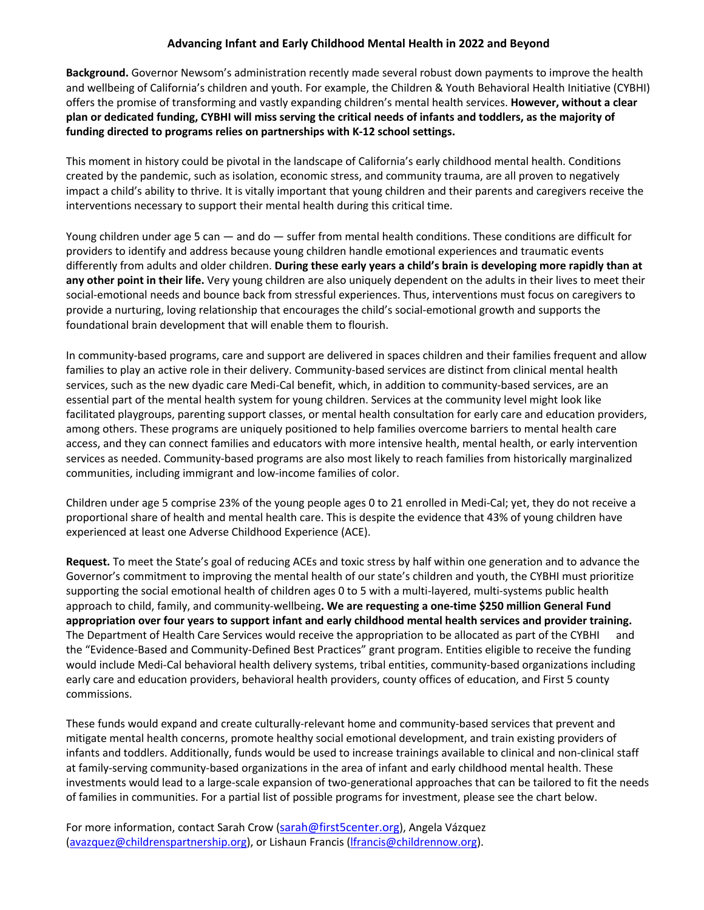# Advancing Infant and Early Childhood Mental Health in 2022 and Beyond

**Background.** Governor Newsom's administration recently made several robust down payments to improve the health and wellbeing of California's children and youth. For example, the Children & Youth Behavioral Health Initiative (CYBHI) offers the promise of transforming and vastly expanding children's mental health services. **However, without a clear plan or dedicated funding, CYBHI will miss serving the critical needs of infants and toddlers, as the majority of funding directed to programs relies on partnerships with K-12 school settings.**

This moment in history could be pivotal in the landscape of California's early childhood mental health. Conditions created by the pandemic, such as isolation, economic stress, and community trauma, are all proven to negatively impact a child's ability to thrive. It is vitally important that young children and their parents and caregivers receive the interventions necessary to support their mental health during this critical time.

Young children under age 5 can — and do — suffer from mental health conditions. These conditions are difficult for providers to identify and address because young children handle emotional experiences and traumatic events differently from adults and older children. **During these early years a child's brain is developing more rapidly than at any other point in their life.** Very young children are also uniquely dependent on the adults in their lives to meet their social-emotional needs and bounce back from stressful experiences. Thus, interventions must focus on caregivers to provide a nurturing, loving relationship that encourages the child's social-emotional growth and supports the foundational brain development that will enable them to flourish.

In community-based programs, care and support are delivered in spaces children and their families frequent and allow families to play an active role in their delivery. Community-based services are distinct from clinical mental health services, such as the new dyadic care Medi-Cal benefit, which, in addition to community-based services, are an essential part of the mental health system for young children. Services at the community level might look like facilitated playgroups, parenting support classes, or mental health consultation for early care and education providers, among others. These programs are uniquely positioned to help families overcome barriers to mental health care access, and they can connect families and educators with more intensive health, mental health, or early intervention services as needed. Community-based programs are also most likely to reach families from historically marginalized communities, including immigrant and low-income families of color.

Children under age 5 comprise 23% of the young people ages 0 to 21 enrolled in Medi-Cal; yet, they do not receive a proportional share of health and mental health care. This is despite the evidence that 43% of young children have experienced at least one Adverse Childhood Experience (ACE).

**Request.** To meet the State's goal of reducing ACEs and toxic stress by half within one generation and to advance the Governor's commitment to improving the mental health of our state's children and youth, the CYBHI must prioritize supporting the social emotional health of children ages 0 to 5 with a multi-layered, multi-systems public health approach to child, family, and community-wellbeing**. We are requesting a one-time $250 million General Fund appropriation over four years to support infant and early childhood mental health services and provider training.** The Department of Health Care Services would receive the appropriation to be allocated as part of the CYBHI and the "Evidence-Based and Community-Defined Best Practices" grant program. Entities eligible to receive the funding would include Medi-Cal behavioral health delivery systems, tribal entities, community-based organizations including early care and education providers, behavioral health providers, county offices of education, and First 5 county commissions.

These funds would expand and create culturally-relevant home and community-based services that prevent and mitigate mental health concerns, promote healthy social emotional development, and train existing providers of infants and toddlers. Additionally, funds would be used to increase trainings available to clinical and non-clinical staff at family-serving community-based organizations in the area of infant and early childhood mental health. These investments would lead to a large-scale expansion of two-generational approaches that can be tailored to fit the needs of families in communities. For a partial list of possible programs for investment, please see the chart below.

For more information, contact Sarah Crow (sarah@first5center.org), Angela Vázquez (avazquez@childrenspartnership.org), or Lishaun Francis (lfrancis@childrennow.org).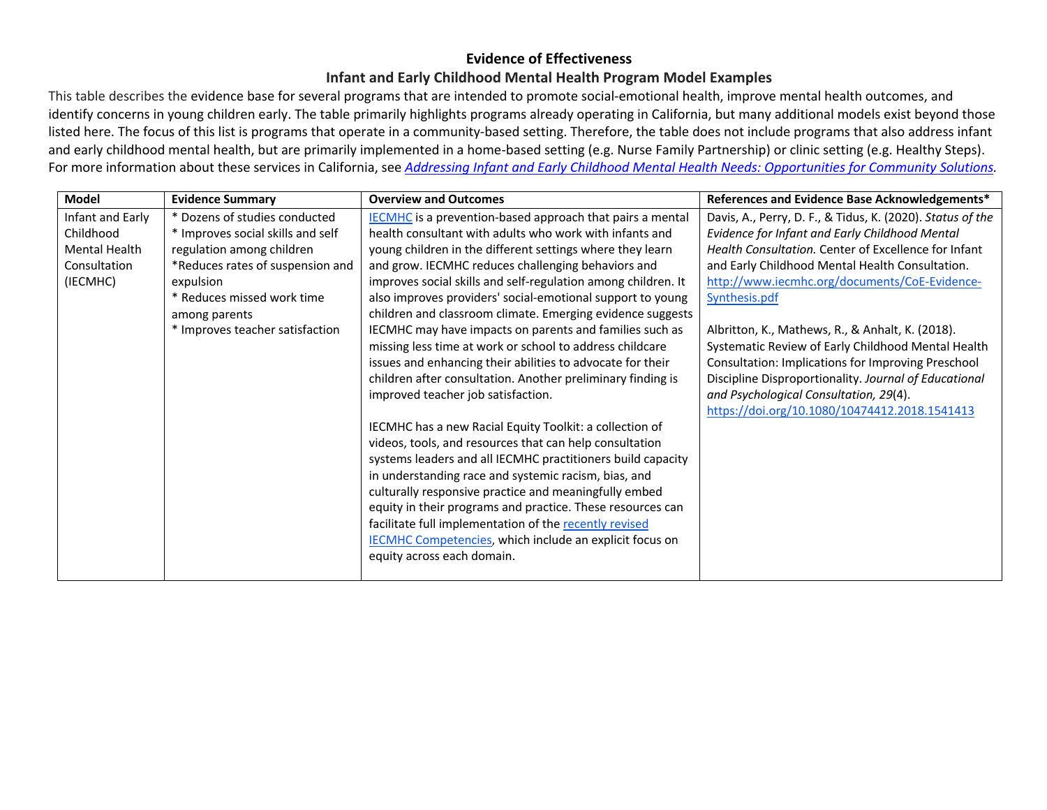## Evidence of Effectiveness

### Infant and Early Childhood Mental Health Program Model Examples

This table describes the evidence base for several programs that are intended to promote social-emotional health, improve mental health outcomes, and identify concerns in young children early. The table primarily highlights programs already operating in California, but many additional models exist beyond those listed here. The focus of this list is programs that operate in a community-based setting. Therefore, the table does not include programs that also address infant and early childhood mental health, but are primarily implemented in a home-based setting (e.g. Nurse Family Partnership) or clinic setting (e.g. Healthy Steps). For more information about these services in California, see *Addressing Infant and Early Childhood Mental Health Needs: Opportunities for Community Solutions*.

| Model | Evidence Summary | Overview and Outcomes | References and Evidence Base Acknowledgements* |
|---|---|---|---|
| Infant and Early Childhood Mental Health Consultation (IECMHC) | * Dozens of studies conducted<br>* Improves social skills and self regulation among children<br>*Reduces rates of suspension and expulsion<br>* Reduces missed work time among parents<br>* Improves teacher satisfaction | IECMHC is a prevention-based approach that pairs a mental health consultant with adults who work with infants and young children in the different settings where they learn and grow. IECMHC reduces challenging behaviors and improves social skills and self-regulation among children. It also improves providers' social-emotional support to young children and classroom climate. Emerging evidence suggests IECMHC may have impacts on parents and families such as missing less time at work or school to address childcare issues and enhancing their abilities to advocate for their children after consultation. Another preliminary finding is improved teacher job satisfaction.<br><br>IECMHC has a new Racial Equity Toolkit: a collection of videos, tools, and resources that can help consultation systems leaders and all IECMHC practitioners build capacity in understanding race and systemic racism, bias, and culturally responsive practice and meaningfully embed equity in their programs and practice. These resources can facilitate full implementation of the recently revised IECMHC Competencies, which include an explicit focus on equity across each domain. | Davis, A., Perry, D. F., & Tidus, K. (2020). *Status of the Evidence for Infant and Early Childhood Mental Health Consultation.* Center of Excellence for Infant and Early Childhood Mental Health Consultation. http://www.iecmhc.org/documents/CoE-Evidence-Synthesis.pdf<br><br>Albritton, K., Mathews, R., & Anhalt, K. (2018). Systematic Review of Early Childhood Mental Health Consultation: Implications for Improving Preschool Discipline Disproportionality. *Journal of Educational and Psychological Consultation, 29*(4). https://doi.org/10.1080/10474412.2018.1541413 |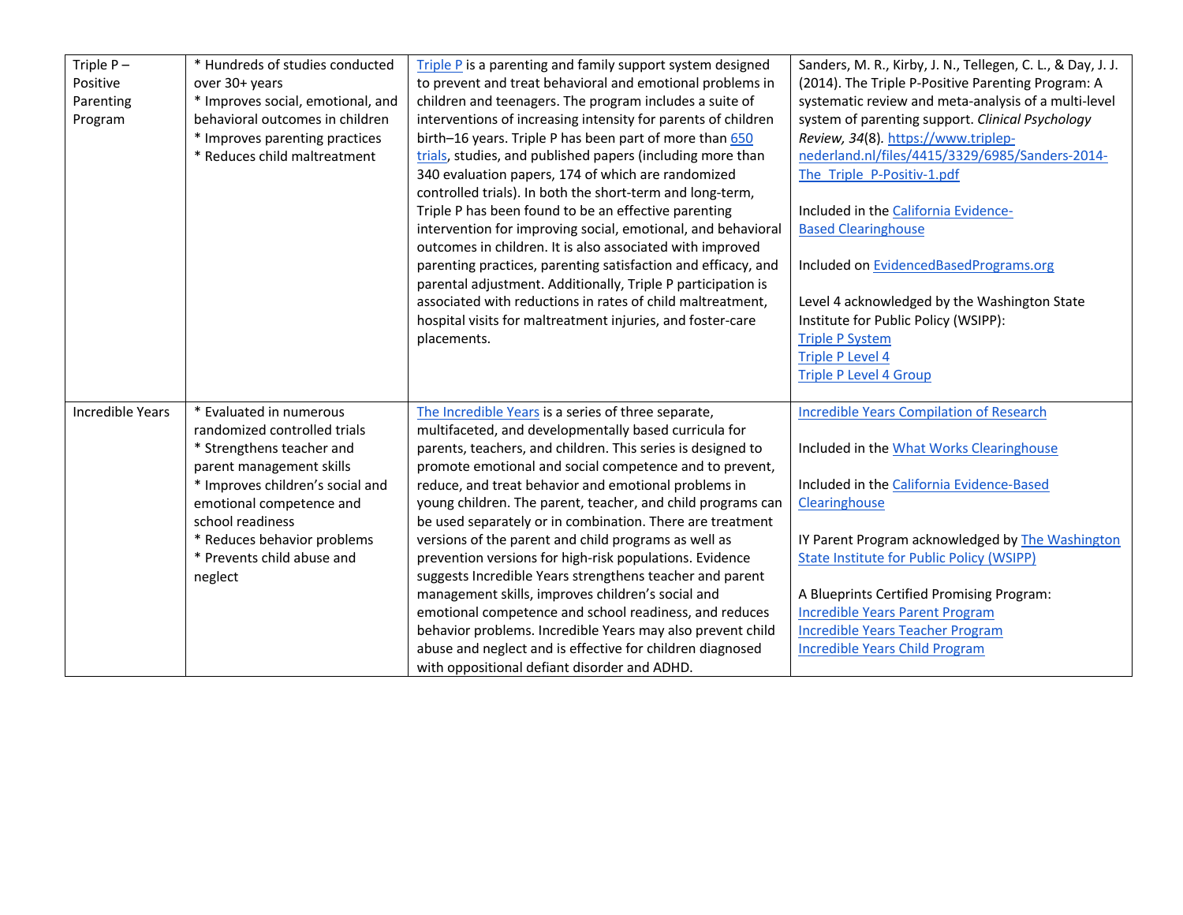| | | | |
|---|---|---|---|
| Triple P – Positive Parenting Program | * Hundreds of studies conducted over 30+ years<br>* Improves social, emotional, and behavioral outcomes in children<br>* Improves parenting practices<br>* Reduces child maltreatment | Triple P is a parenting and family support system designed to prevent and treat behavioral and emotional problems in children and teenagers. The program includes a suite of interventions of increasing intensity for parents of children birth–16 years. Triple P has been part of more than 650 trials, studies, and published papers (including more than 340 evaluation papers, 174 of which are randomized controlled trials). In both the short-term and long-term, Triple P has been found to be an effective parenting intervention for improving social, emotional, and behavioral outcomes in children. It is also associated with improved parenting practices, parenting satisfaction and efficacy, and parental adjustment. Additionally, Triple P participation is associated with reductions in rates of child maltreatment, hospital visits for maltreatment injuries, and foster-care placements. | Sanders, M. R., Kirby, J. N., Tellegen, C. L., & Day, J. J. (2014). The Triple P-Positive Parenting Program: A systematic review and meta-analysis of a multi-level system of parenting support. *Clinical Psychology Review, 34*(8). https://www.triplep-nederland.nl/files/4415/3329/6985/Sanders-2014-The_Triple_P-Positiv-1.pdf<br><br>Included in the California Evidence-Based Clearinghouse<br><br>Included on EvidencedBasedPrograms.org<br><br>Level 4 acknowledged by the Washington State Institute for Public Policy (WSIPP):<br>Triple P System<br>Triple P Level 4<br>Triple P Level 4 Group |
| Incredible Years | * Evaluated in numerous randomized controlled trials<br>* Strengthens teacher and parent management skills<br>* Improves children's social and emotional competence and school readiness<br>* Reduces behavior problems<br>* Prevents child abuse and neglect | The Incredible Years is a series of three separate, multifaceted, and developmentally based curricula for parents, teachers, and children. This series is designed to promote emotional and social competence and to prevent, reduce, and treat behavior and emotional problems in young children. The parent, teacher, and child programs can be used separately or in combination. There are treatment versions of the parent and child programs as well as prevention versions for high-risk populations. Evidence suggests Incredible Years strengthens teacher and parent management skills, improves children's social and emotional competence and school readiness, and reduces behavior problems. Incredible Years may also prevent child abuse and neglect and is effective for children diagnosed with oppositional defiant disorder and ADHD. | Incredible Years Compilation of Research<br><br>Included in the What Works Clearinghouse<br><br>Included in the California Evidence-Based Clearinghouse<br><br>IY Parent Program acknowledged by The Washington State Institute for Public Policy (WSIPP)<br><br>A Blueprints Certified Promising Program:<br>Incredible Years Parent Program<br>Incredible Years Teacher Program<br>Incredible Years Child Program |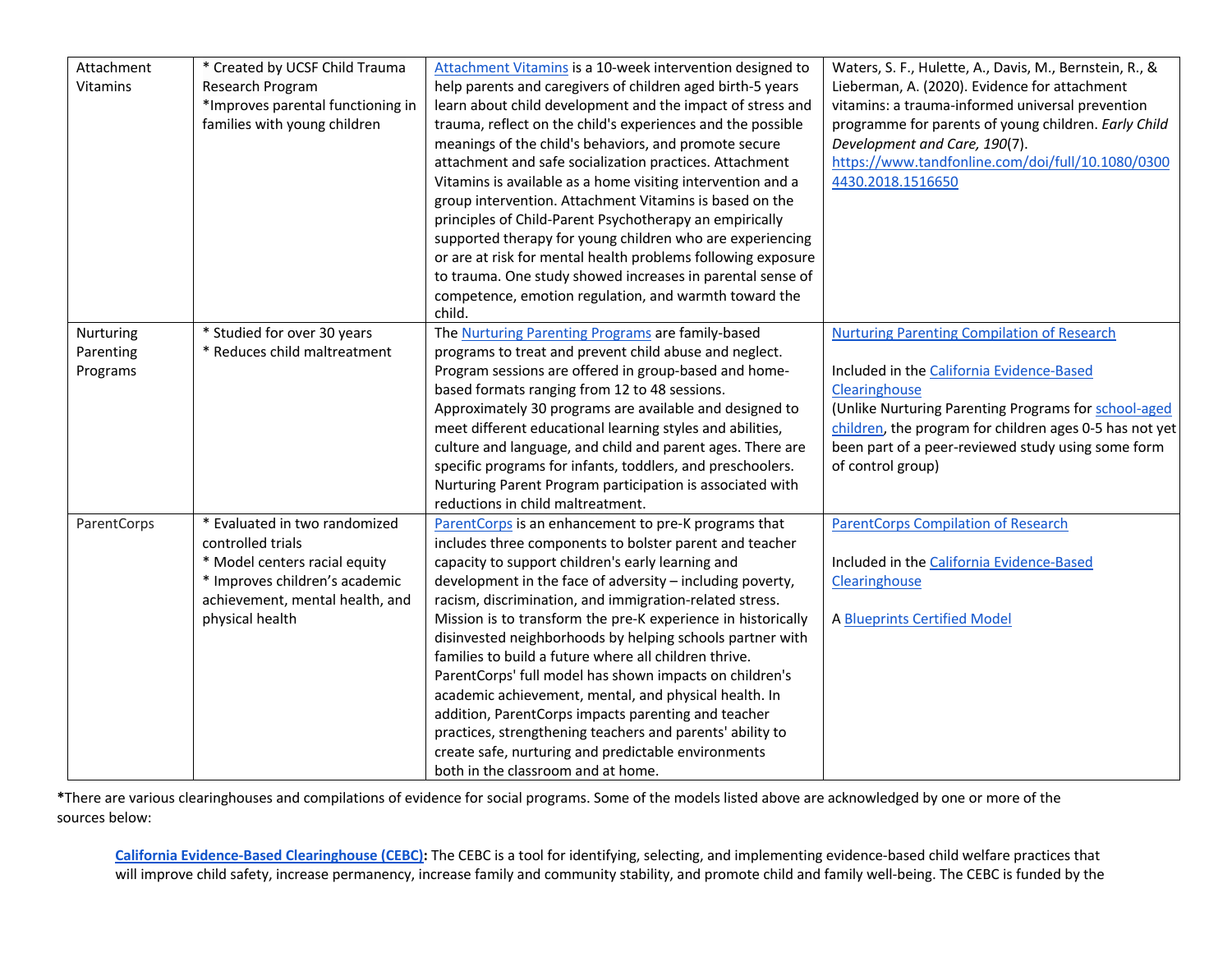| Attachment Vitamins | * Created by UCSF Child Trauma Research Program<br>*Improves parental functioning in families with young children | Attachment Vitamins is a 10-week intervention designed to help parents and caregivers of children aged birth-5 years learn about child development and the impact of stress and trauma, reflect on the child's experiences and the possible meanings of the child's behaviors, and promote secure attachment and safe socialization practices. Attachment Vitamins is available as a home visiting intervention and a group intervention. Attachment Vitamins is based on the principles of Child-Parent Psychotherapy an empirically supported therapy for young children who are experiencing or are at risk for mental health problems following exposure to trauma. One study showed increases in parental sense of competence, emotion regulation, and warmth toward the child. | Waters, S. F., Hulette, A., Davis, M., Bernstein, R., & Lieberman, A. (2020). Evidence for attachment vitamins: a trauma-informed universal prevention programme for parents of young children. *Early Child Development and Care, 190*(7). https://www.tandfonline.com/doi/full/10.1080/03004430.2018.1516650 |
|---|---|---|---|
| Nurturing Parenting Programs | * Studied for over 30 years<br>* Reduces child maltreatment | The Nurturing Parenting Programs are family-based programs to treat and prevent child abuse and neglect. Program sessions are offered in group-based and home-based formats ranging from 12 to 48 sessions. Approximately 30 programs are available and designed to meet different educational learning styles and abilities, culture and language, and child and parent ages. There are specific programs for infants, toddlers, and preschoolers. Nurturing Parent Program participation is associated with reductions in child maltreatment. | Nurturing Parenting Compilation of Research<br><br>Included in the California Evidence-Based Clearinghouse<br>(Unlike Nurturing Parenting Programs for school-aged children, the program for children ages 0-5 has not yet been part of a peer-reviewed study using some form of control group) |
| ParentCorps | * Evaluated in two randomized controlled trials<br>* Model centers racial equity<br>* Improves children's academic achievement, mental health, and physical health | ParentCorps is an enhancement to pre-K programs that includes three components to bolster parent and teacher capacity to support children's early learning and development in the face of adversity – including poverty, racism, discrimination, and immigration-related stress. Mission is to transform the pre-K experience in historically disinvested neighborhoods by helping schools partner with families to build a future where all children thrive. ParentCorps' full model has shown impacts on children's academic achievement, mental, and physical health. In addition, ParentCorps impacts parenting and teacher practices, strengthening teachers and parents' ability to create safe, nurturing and predictable environments both in the classroom and at home. | ParentCorps Compilation of Research<br><br>Included in the California Evidence-Based Clearinghouse<br><br>A Blueprints Certified Model |

***There are various clearinghouses and compilations of evidence for social programs. Some of the models listed above are acknowledged by one or more of the sources below:**

**California Evidence-Based Clearinghouse (CEBC):** The CEBC is a tool for identifying, selecting, and implementing evidence-based child welfare practices that will improve child safety, increase permanency, increase family and community stability, and promote child and family well-being. The CEBC is funded by the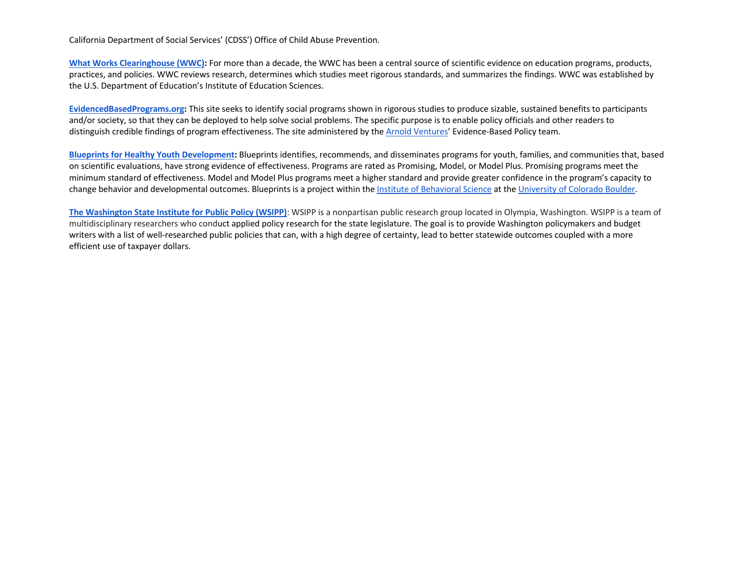California Department of Social Services' (CDSS') Office of Child Abuse Prevention.

**What Works Clearinghouse (WWC):** For more than a decade, the WWC has been a central source of scientific evidence on education programs, products, practices, and policies. WWC reviews research, determines which studies meet rigorous standards, and summarizes the findings. WWC was established by the U.S. Department of Education's Institute of Education Sciences.

**EvidencedBasedPrograms.org:** This site seeks to identify social programs shown in rigorous studies to produce sizable, sustained benefits to participants and/or society, so that they can be deployed to help solve social problems. The specific purpose is to enable policy officials and other readers to distinguish credible findings of program effectiveness. The site administered by the Arnold Ventures' Evidence-Based Policy team.

**Blueprints for Healthy Youth Development:** Blueprints identifies, recommends, and disseminates programs for youth, families, and communities that, based on scientific evaluations, have strong evidence of effectiveness. Programs are rated as Promising, Model, or Model Plus. Promising programs meet the minimum standard of effectiveness. Model and Model Plus programs meet a higher standard and provide greater confidence in the program's capacity to change behavior and developmental outcomes. Blueprints is a project within the Institute of Behavioral Science at the University of Colorado Boulder.

**The Washington State Institute for Public Policy (WSIPP)**: WSIPP is a nonpartisan public research group located in Olympia, Washington. WSIPP is a team of multidisciplinary researchers who conduct applied policy research for the state legislature. The goal is to provide Washington policymakers and budget writers with a list of well-researched public policies that can, with a high degree of certainty, lead to better statewide outcomes coupled with a more efficient use of taxpayer dollars.